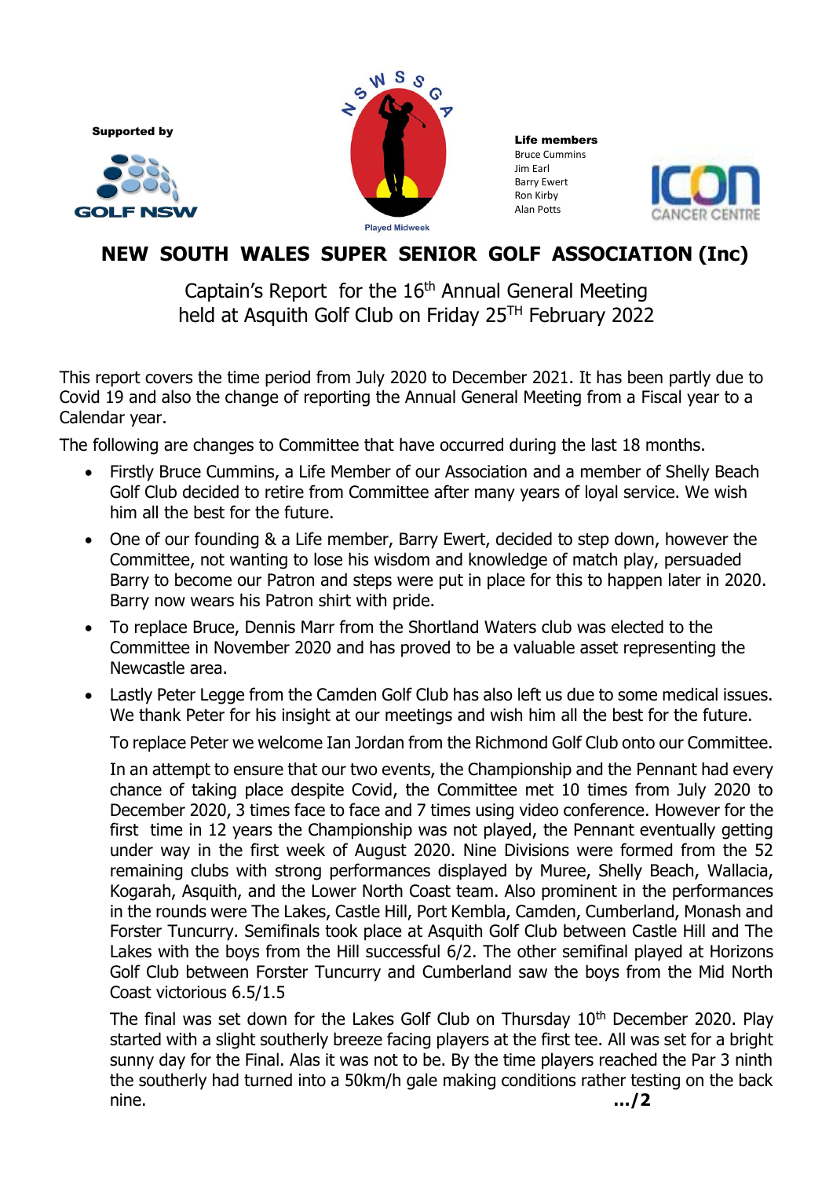Supported by

GOLF NSW

N S W S S G A

Played Midweek

**Life members**
Bruce Cummins
Jim Earl
Barry Ewert
Ron Kirby
Alan Potts

ICON CANCER CENTRE

# NEW SOUTH WALES SUPER SENIOR GOLF ASSOCIATION (Inc)

Captain's Report for the 16th Annual General Meeting
held at Asquith Golf Club on Friday 25TH February 2022

This report covers the time period from July 2020 to December 2021. It has been partly due to Covid 19 and also the change of reporting the Annual General Meeting from a Fiscal year to a Calendar year.

The following are changes to Committee that have occurred during the last 18 months.

- Firstly Bruce Cummins, a Life Member of our Association and a member of Shelly Beach Golf Club decided to retire from Committee after many years of loyal service. We wish him all the best for the future.
- One of our founding & a Life member, Barry Ewert, decided to step down, however the Committee, not wanting to lose his wisdom and knowledge of match play, persuaded Barry to become our Patron and steps were put in place for this to happen later in 2020. Barry now wears his Patron shirt with pride.
- To replace Bruce, Dennis Marr from the Shortland Waters club was elected to the Committee in November 2020 and has proved to be a valuable asset representing the Newcastle area.
- Lastly Peter Legge from the Camden Golf Club has also left us due to some medical issues. We thank Peter for his insight at our meetings and wish him all the best for the future.

  To replace Peter we welcome Ian Jordan from the Richmond Golf Club onto our Committee.

  In an attempt to ensure that our two events, the Championship and the Pennant had every chance of taking place despite Covid, the Committee met 10 times from July 2020 to December 2020, 3 times face to face and 7 times using video conference. However for the first time in 12 years the Championship was not played, the Pennant eventually getting under way in the first week of August 2020. Nine Divisions were formed from the 52 remaining clubs with strong performances displayed by Muree, Shelly Beach, Wallacia, Kogarah, Asquith, and the Lower North Coast team. Also prominent in the performances in the rounds were The Lakes, Castle Hill, Port Kembla, Camden, Cumberland, Monash and Forster Tuncurry. Semifinals took place at Asquith Golf Club between Castle Hill and The Lakes with the boys from the Hill successful 6/2. The other semifinal played at Horizons Golf Club between Forster Tuncurry and Cumberland saw the boys from the Mid North Coast victorious 6.5/1.5

  The final was set down for the Lakes Golf Club on Thursday 10th December 2020. Play started with a slight southerly breeze facing players at the first tee. All was set for a bright sunny day for the Final. Alas it was not to be. By the time players reached the Par 3 ninth the southerly had turned into a 50km/h gale making conditions rather testing on the back nine. **.../2**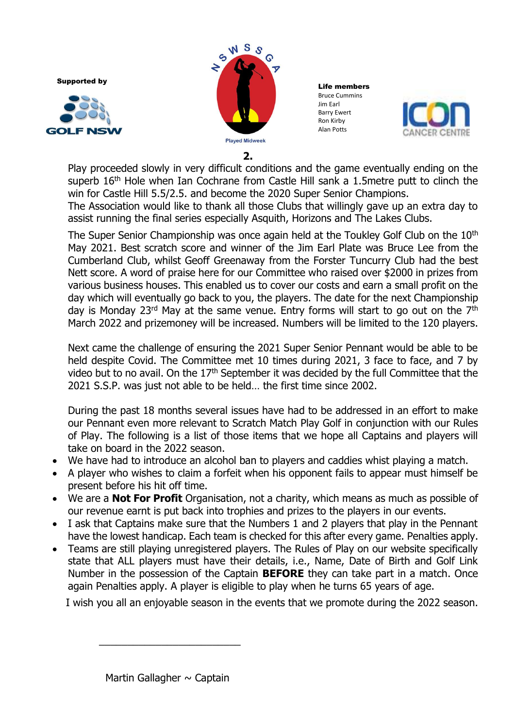Supported by

GOLF NSW

NSWSSGA

Played Midweek

**Life members**
Bruce Cummins
Jim Earl
Barry Ewert
Ron Kirby
Alan Potts

ICON CANCER CENTRE

Play proceeded slowly in very difficult conditions and the game eventually ending on the superb 16th Hole when Ian Cochrane from Castle Hill sank a 1.5metre putt to clinch the win for Castle Hill 5.5/2.5. and become the 2020 Super Senior Champions.
The Association would like to thank all those Clubs that willingly gave up an extra day to assist running the final series especially Asquith, Horizons and The Lakes Clubs.

The Super Senior Championship was once again held at the Toukley Golf Club on the 10th May 2021. Best scratch score and winner of the Jim Earl Plate was Bruce Lee from the Cumberland Club, whilst Geoff Greenaway from the Forster Tuncurry Club had the best Nett score. A word of praise here for our Committee who raised over $2000 in prizes from various business houses. This enabled us to cover our costs and earn a small profit on the day which will eventually go back to you, the players. The date for the next Championship day is Monday 23rd May at the same venue. Entry forms will start to go out on the 7th March 2022 and prizemoney will be increased. Numbers will be limited to the 120 players.

Next came the challenge of ensuring the 2021 Super Senior Pennant would be able to be held despite Covid. The Committee met 10 times during 2021, 3 face to face, and 7 by video but to no avail. On the 17th September it was decided by the full Committee that the 2021 S.S.P. was just not able to be held… the first time since 2002.

During the past 18 months several issues have had to be addressed in an effort to make our Pennant even more relevant to Scratch Match Play Golf in conjunction with our Rules of Play. The following is a list of those items that we hope all Captains and players will take on board in the 2022 season.

- We have had to introduce an alcohol ban to players and caddies whist playing a match.
- A player who wishes to claim a forfeit when his opponent fails to appear must himself be present before his hit off time.
- We are a **Not For Profit** Organisation, not a charity, which means as much as possible of our revenue earnt is put back into trophies and prizes to the players in our events.
- I ask that Captains make sure that the Numbers 1 and 2 players that play in the Pennant have the lowest handicap. Each team is checked for this after every game. Penalties apply.
- Teams are still playing unregistered players. The Rules of Play on our website specifically state that ALL players must have their details, i.e., Name, Date of Birth and Golf Link Number in the possession of the Captain **BEFORE** they can take part in a match. Once again Penalties apply. A player is eligible to play when he turns 65 years of age.

I wish you all an enjoyable season in the events that we promote during the 2022 season.

Martin Gallagher ~ Captain